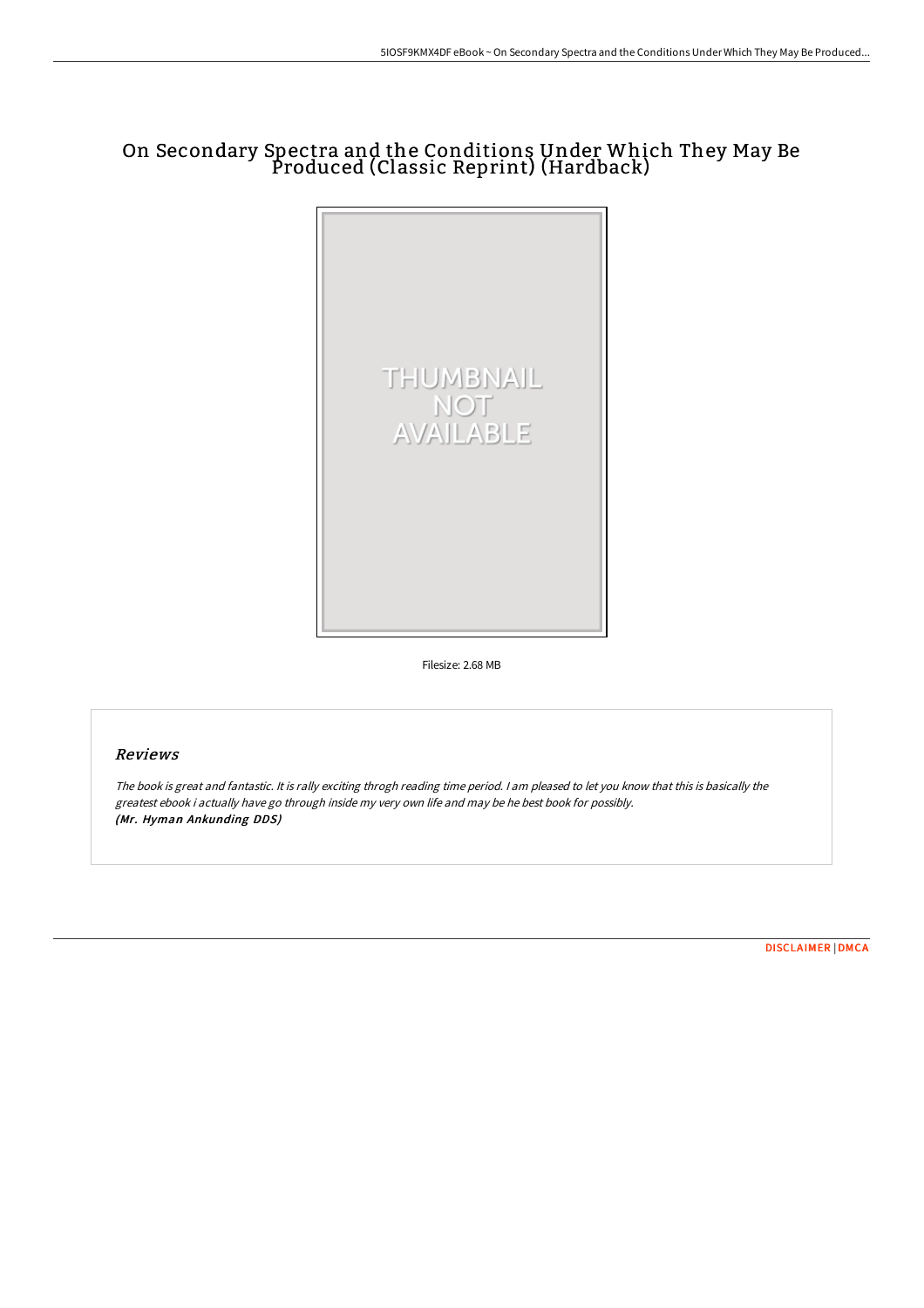# On Secondary Spectra and the Conditions Under Which They May Be Produced (Classic Reprint) (Hardback)

THUMBNAIL NOT AVAILABLE

Filesize: 2.68 MB

## Reviews

*The book is great and fantastic. It is rally exciting throgh reading time period. I am pleased to let you know that this is basically the greatest ebook i actually have go through inside my very own life and may be he best book for possibly.*
*(Mr. Hyman Ankunding DDS)*

DISCLAIMER | DMCA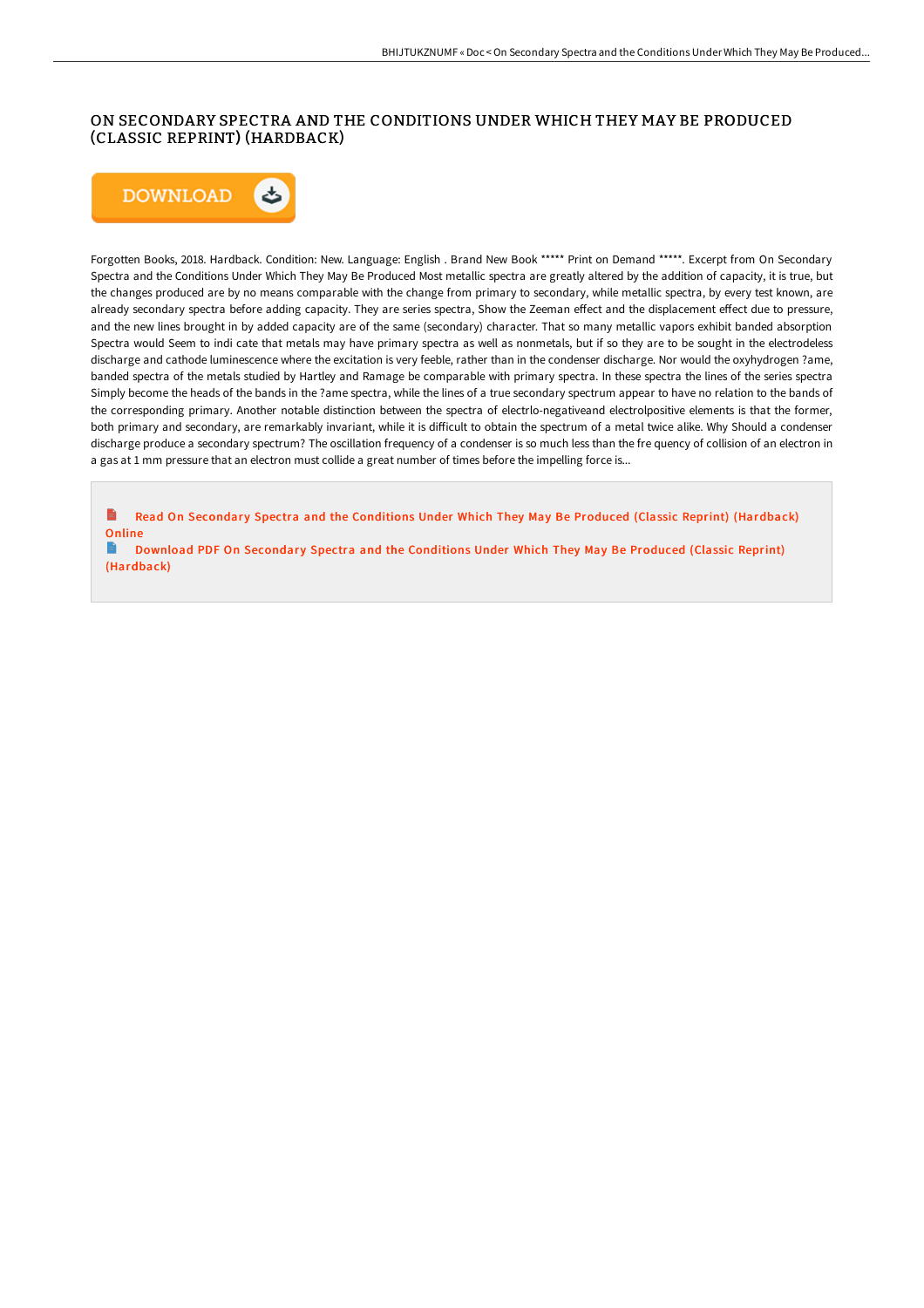# ON SECONDARY SPECTRA AND THE CONDITIONS UNDER WHICH THEY MAY BE PRODUCED (CLASSIC REPRINT) (HARDBACK)

Forgotten Books, 2018. Hardback. Condition: New. Language: English . Brand New Book ***** Print on Demand *****. Excerpt from On Secondary Spectra and the Conditions Under Which They May Be Produced Most metallic spectra are greatly altered by the addition of capacity, it is true, but the changes produced are by no means comparable with the change from primary to secondary, while metallic spectra, by every test known, are already secondary spectra before adding capacity. They are series spectra, Show the Zeeman effect and the displacement effect due to pressure, and the new lines brought in by added capacity are of the same (secondary) character. That so many metallic vapors exhibit banded absorption Spectra would Seem to indi cate that metals may have primary spectra as well as nonmetals, but if so they are to be sought in the electrodeless discharge and cathode luminescence where the excitation is very feeble, rather than in the condenser discharge. Nor would the oxyhydrogen ?ame, banded spectra of the metals studied by Hartley and Ramage be comparable with primary spectra. In these spectra the lines of the series spectra Simply become the heads of the bands in the ?ame spectra, while the lines of a true secondary spectrum appear to have no relation to the bands of the corresponding primary. Another notable distinction between the spectra of electrlo-negativeand electrolpositive elements is that the former, both primary and secondary, are remarkably invariant, while it is difficult to obtain the spectrum of a metal twice alike. Why Should a condenser discharge produce a secondary spectrum? The oscillation frequency of a condenser is so much less than the fre quency of collision of an electron in a gas at 1 mm pressure that an electron must collide a great number of times before the impelling force is...

Read On Secondary Spectra and the Conditions Under Which They May Be Produced (Classic Reprint) (Hardback) Online

Download PDF On Secondary Spectra and the Conditions Under Which They May Be Produced (Classic Reprint) (Hardback)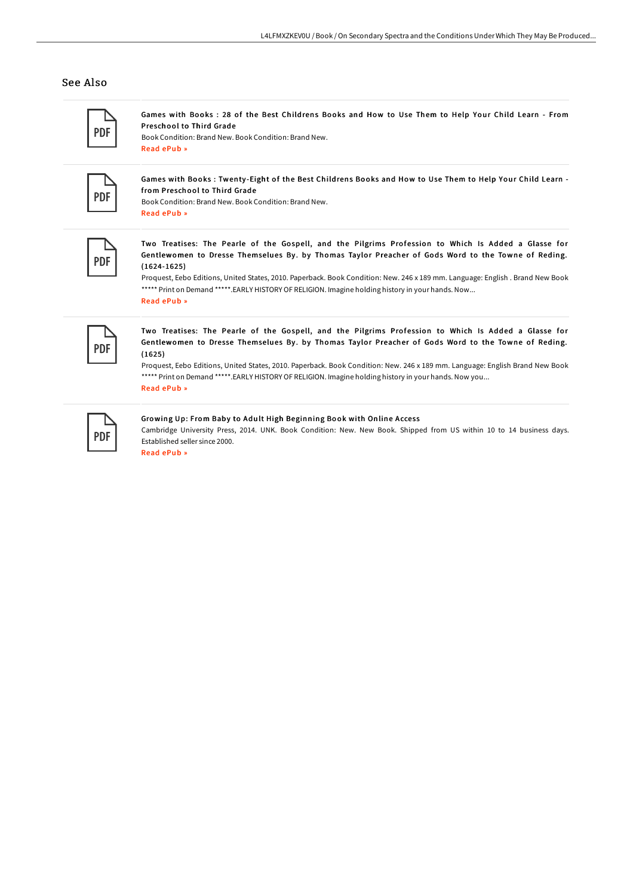## See Also

**Games with Books : 28 of the Best Childrens Books and How to Use Them to Help Your Child Learn - From Preschool to Third Grade**

Book Condition: Brand New. Book Condition: Brand New.

Read ePub »

**Games with Books : Twenty-Eight of the Best Childrens Books and How to Use Them to Help Your Child Learn - from Preschool to Third Grade**

Book Condition: Brand New. Book Condition: Brand New.

Read ePub »

**Two Treatises: The Pearle of the Gospell, and the Pilgrims Profession to Which Is Added a Glasse for Gentlewomen to Dresse Themselues By. by Thomas Taylor Preacher of Gods Word to the Towne of Reding. (1624-1625)**

Proquest, Eebo Editions, United States, 2010. Paperback. Book Condition: New. 246 x 189 mm. Language: English . Brand New Book ***** Print on Demand *****.EARLY HISTORY OF RELIGION. Imagine holding history in your hands. Now...

Read ePub »

**Two Treatises: The Pearle of the Gospell, and the Pilgrims Profession to Which Is Added a Glasse for Gentlewomen to Dresse Themselues By. by Thomas Taylor Preacher of Gods Word to the Towne of Reding. (1625)**

Proquest, Eebo Editions, United States, 2010. Paperback. Book Condition: New. 246 x 189 mm. Language: English Brand New Book ***** Print on Demand *****.EARLY HISTORY OF RELIGION. Imagine holding history in your hands. Now you...

Read ePub »

**Growing Up: From Baby to Adult High Beginning Book with Online Access**

Cambridge University Press, 2014. UNK. Book Condition: New. New Book. Shipped from US within 10 to 14 business days. Established seller since 2000.

Read ePub »